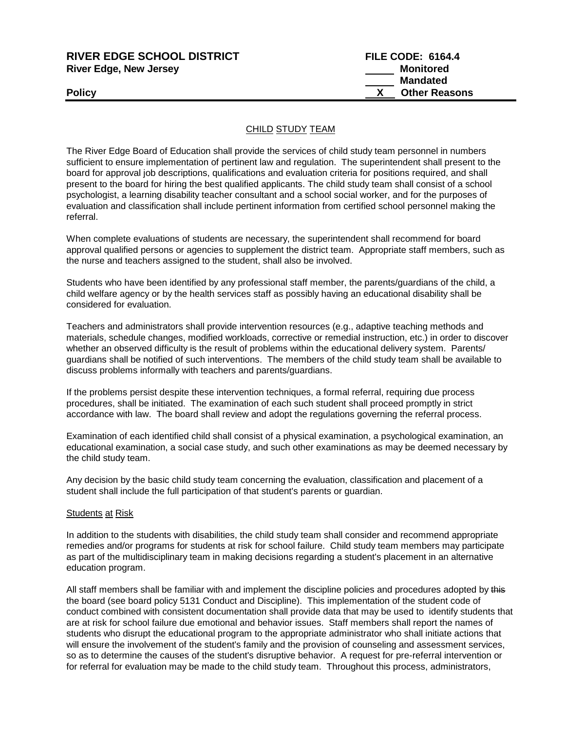**RIVER EDGE SCHOOL DISTRICT** **FILE CODE: 6164.4**
**River Edge, New Jersey** ____ **Monitored**
____ **Mandated**
**Policy** __X__ **Other Reasons**

## CHILD STUDY TEAM

The River Edge Board of Education shall provide the services of child study team personnel in numbers sufficient to ensure implementation of pertinent law and regulation. The superintendent shall present to the board for approval job descriptions, qualifications and evaluation criteria for positions required, and shall present to the board for hiring the best qualified applicants. The child study team shall consist of a school psychologist, a learning disability teacher consultant and a school social worker, and for the purposes of evaluation and classification shall include pertinent information from certified school personnel making the referral.

When complete evaluations of students are necessary, the superintendent shall recommend for board approval qualified persons or agencies to supplement the district team. Appropriate staff members, such as the nurse and teachers assigned to the student, shall also be involved.

Students who have been identified by any professional staff member, the parents/guardians of the child, a child welfare agency or by the health services staff as possibly having an educational disability shall be considered for evaluation.

Teachers and administrators shall provide intervention resources (e.g., adaptive teaching methods and materials, schedule changes, modified workloads, corrective or remedial instruction, etc.) in order to discover whether an observed difficulty is the result of problems within the educational delivery system. Parents/guardians shall be notified of such interventions. The members of the child study team shall be available to discuss problems informally with teachers and parents/guardians.

If the problems persist despite these intervention techniques, a formal referral, requiring due process procedures, shall be initiated. The examination of each such student shall proceed promptly in strict accordance with law. The board shall review and adopt the regulations governing the referral process.

Examination of each identified child shall consist of a physical examination, a psychological examination, an educational examination, a social case study, and such other examinations as may be deemed necessary by the child study team.

Any decision by the basic child study team concerning the evaluation, classification and placement of a student shall include the full participation of that student's parents or guardian.

### Students at Risk

In addition to the students with disabilities, the child study team shall consider and recommend appropriate remedies and/or programs for students at risk for school failure. Child study team members may participate as part of the multidisciplinary team in making decisions regarding a student's placement in an alternative education program.

All staff members shall be familiar with and implement the discipline policies and procedures adopted by ~~this~~ the board (see board policy 5131 Conduct and Discipline). This implementation of the student code of conduct combined with consistent documentation shall provide data that may be used to identify students that are at risk for school failure due emotional and behavior issues. Staff members shall report the names of students who disrupt the educational program to the appropriate administrator who shall initiate actions that will ensure the involvement of the student's family and the provision of counseling and assessment services, so as to determine the causes of the student's disruptive behavior. A request for pre-referral intervention or for referral for evaluation may be made to the child study team. Throughout this process, administrators,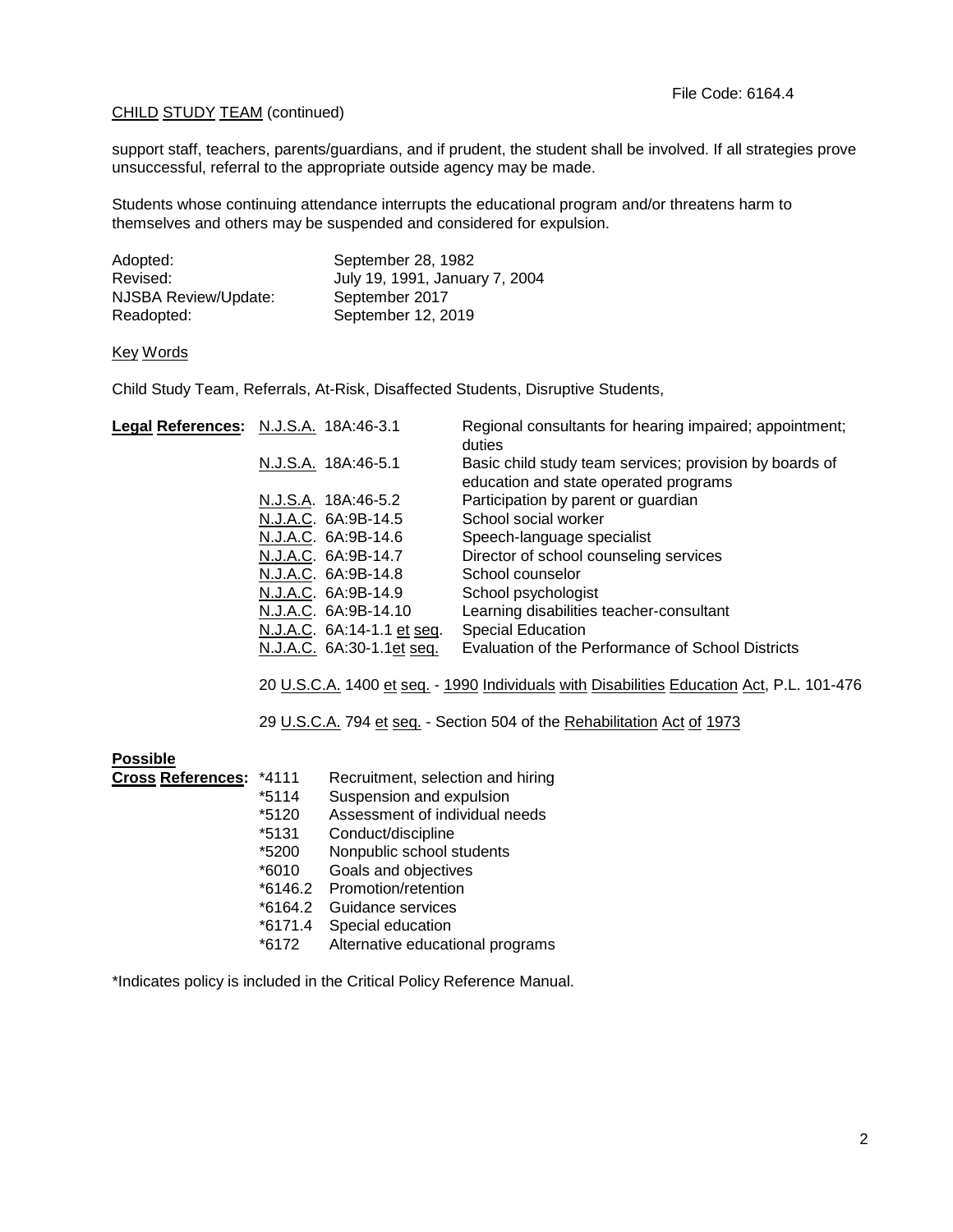File Code: 6164.4

CHILD STUDY TEAM (continued)

support staff, teachers, parents/guardians, and if prudent, the student shall be involved. If all strategies prove unsuccessful, referral to the appropriate outside agency may be made.

Students whose continuing attendance interrupts the educational program and/or threatens harm to themselves and others may be suspended and considered for expulsion.

| | |
|---|---|
| Adopted: | September 28, 1982 |
| Revised: | July 19, 1991, January 7, 2004 |
| NJSBA Review/Update: | September 2017 |
| Readopted: | September 12, 2019 |

Key Words

Child Study Team, Referrals, At-Risk, Disaffected Students, Disruptive Students,

**Legal References:**

| | |
|---|---|
| N.J.S.A. 18A:46-3.1 | Regional consultants for hearing impaired; appointment; duties |
| N.J.S.A. 18A:46-5.1 | Basic child study team services; provision by boards of education and state operated programs |
| N.J.S.A. 18A:46-5.2 | Participation by parent or guardian |
| N.J.A.C. 6A:9B-14.5 | School social worker |
| N.J.A.C. 6A:9B-14.6 | Speech-language specialist |
| N.J.A.C. 6A:9B-14.7 | Director of school counseling services |
| N.J.A.C. 6A:9B-14.8 | School counselor |
| N.J.A.C. 6A:9B-14.9 | School psychologist |
| N.J.A.C. 6A:9B-14.10 | Learning disabilities teacher-consultant |
| N.J.A.C. 6A:14-1.1 et seq. | Special Education |
| N.J.A.C. 6A:30-1.1et seq. | Evaluation of the Performance of School Districts |

20 U.S.C.A. 1400 et seq. - 1990 Individuals with Disabilities Education Act, P.L. 101-476

29 U.S.C.A. 794 et seq. - Section 504 of the Rehabilitation Act of 1973

**Possible Cross References:**

| | |
|---|---|
| *4111 | Recruitment, selection and hiring |
| *5114 | Suspension and expulsion |
| *5120 | Assessment of individual needs |
| *5131 | Conduct/discipline |
| *5200 | Nonpublic school students |
| *6010 | Goals and objectives |
| *6146.2 | Promotion/retention |
| *6164.2 | Guidance services |
| *6171.4 | Special education |
| *6172 | Alternative educational programs |

*Indicates policy is included in the Critical Policy Reference Manual.